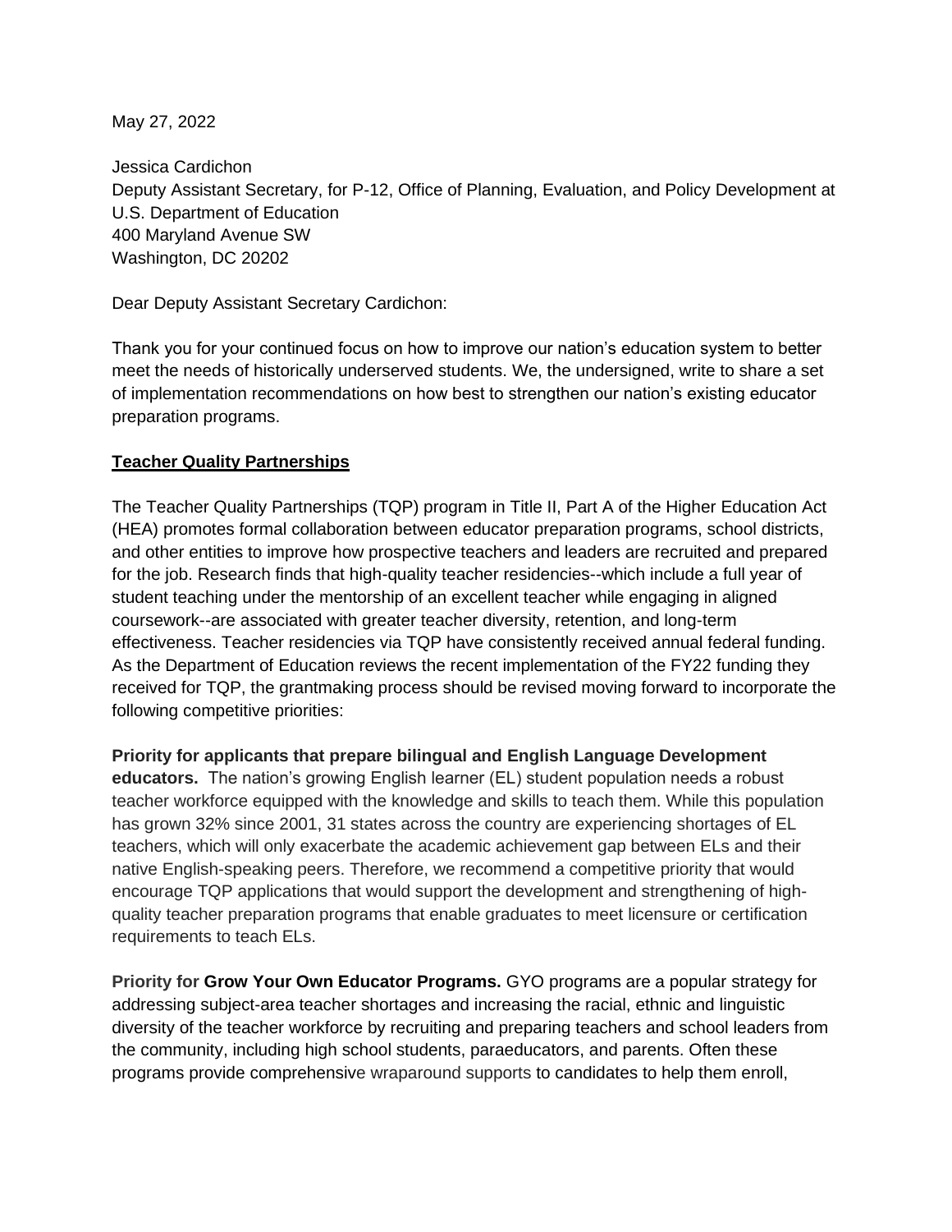May 27, 2022

Jessica Cardichon
Deputy Assistant Secretary, for P-12, Office of Planning, Evaluation, and Policy Development at
U.S. Department of Education
400 Maryland Avenue SW
Washington, DC 20202

Dear Deputy Assistant Secretary Cardichon:

Thank you for your continued focus on how to improve our nation's education system to better meet the needs of historically underserved students. We, the undersigned, write to share a set of implementation recommendations on how best to strengthen our nation's existing educator preparation programs.

**Teacher Quality Partnerships**

The Teacher Quality Partnerships (TQP) program in Title II, Part A of the Higher Education Act (HEA) promotes formal collaboration between educator preparation programs, school districts, and other entities to improve how prospective teachers and leaders are recruited and prepared for the job. Research finds that high-quality teacher residencies--which include a full year of student teaching under the mentorship of an excellent teacher while engaging in aligned coursework--are associated with greater teacher diversity, retention, and long-term effectiveness. Teacher residencies via TQP have consistently received annual federal funding. As the Department of Education reviews the recent implementation of the FY22 funding they received for TQP, the grantmaking process should be revised moving forward to incorporate the following competitive priorities:

**Priority for applicants that prepare bilingual and English Language Development educators.** The nation's growing English learner (EL) student population needs a robust teacher workforce equipped with the knowledge and skills to teach them. While this population has grown 32% since 2001, 31 states across the country are experiencing shortages of EL teachers, which will only exacerbate the academic achievement gap between ELs and their native English-speaking peers. Therefore, we recommend a competitive priority that would encourage TQP applications that would support the development and strengthening of high-quality teacher preparation programs that enable graduates to meet licensure or certification requirements to teach ELs.

**Priority for Grow Your Own Educator Programs.** GYO programs are a popular strategy for addressing subject-area teacher shortages and increasing the racial, ethnic and linguistic diversity of the teacher workforce by recruiting and preparing teachers and school leaders from the community, including high school students, paraeducators, and parents. Often these programs provide comprehensive wraparound supports to candidates to help them enroll,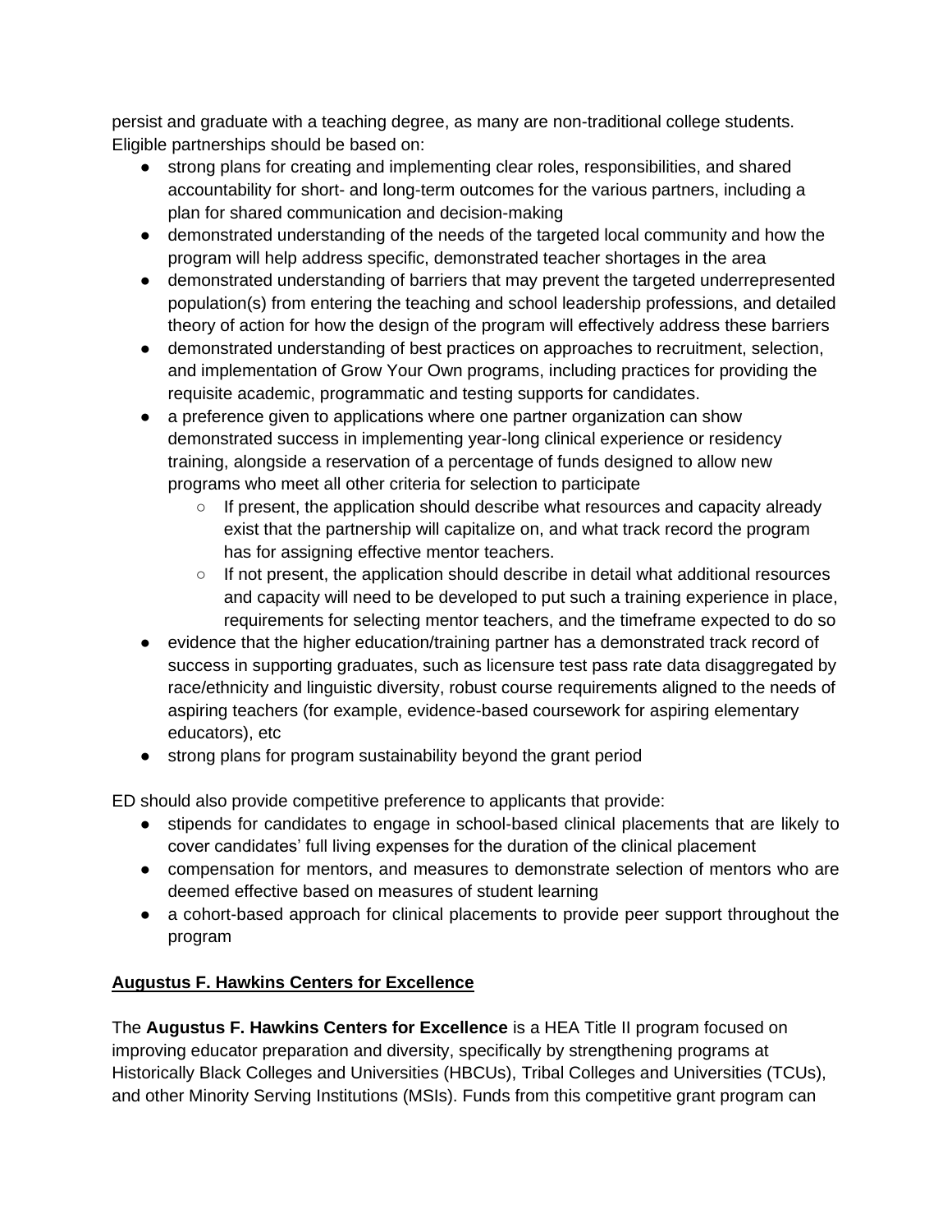persist and graduate with a teaching degree, as many are non-traditional college students. Eligible partnerships should be based on:

- strong plans for creating and implementing clear roles, responsibilities, and shared accountability for short- and long-term outcomes for the various partners, including a plan for shared communication and decision-making
- demonstrated understanding of the needs of the targeted local community and how the program will help address specific, demonstrated teacher shortages in the area
- demonstrated understanding of barriers that may prevent the targeted underrepresented population(s) from entering the teaching and school leadership professions, and detailed theory of action for how the design of the program will effectively address these barriers
- demonstrated understanding of best practices on approaches to recruitment, selection, and implementation of Grow Your Own programs, including practices for providing the requisite academic, programmatic and testing supports for candidates.
- a preference given to applications where one partner organization can show demonstrated success in implementing year-long clinical experience or residency training, alongside a reservation of a percentage of funds designed to allow new programs who meet all other criteria for selection to participate
    - If present, the application should describe what resources and capacity already exist that the partnership will capitalize on, and what track record the program has for assigning effective mentor teachers.
    - If not present, the application should describe in detail what additional resources and capacity will need to be developed to put such a training experience in place, requirements for selecting mentor teachers, and the timeframe expected to do so
- evidence that the higher education/training partner has a demonstrated track record of success in supporting graduates, such as licensure test pass rate data disaggregated by race/ethnicity and linguistic diversity, robust course requirements aligned to the needs of aspiring teachers (for example, evidence-based coursework for aspiring elementary educators), etc
- strong plans for program sustainability beyond the grant period

ED should also provide competitive preference to applicants that provide:

- stipends for candidates to engage in school-based clinical placements that are likely to cover candidates' full living expenses for the duration of the clinical placement
- compensation for mentors, and measures to demonstrate selection of mentors who are deemed effective based on measures of student learning
- a cohort-based approach for clinical placements to provide peer support throughout the program

## Augustus F. Hawkins Centers for Excellence

The **Augustus F. Hawkins Centers for Excellence** is a HEA Title II program focused on improving educator preparation and diversity, specifically by strengthening programs at Historically Black Colleges and Universities (HBCUs), Tribal Colleges and Universities (TCUs), and other Minority Serving Institutions (MSIs). Funds from this competitive grant program can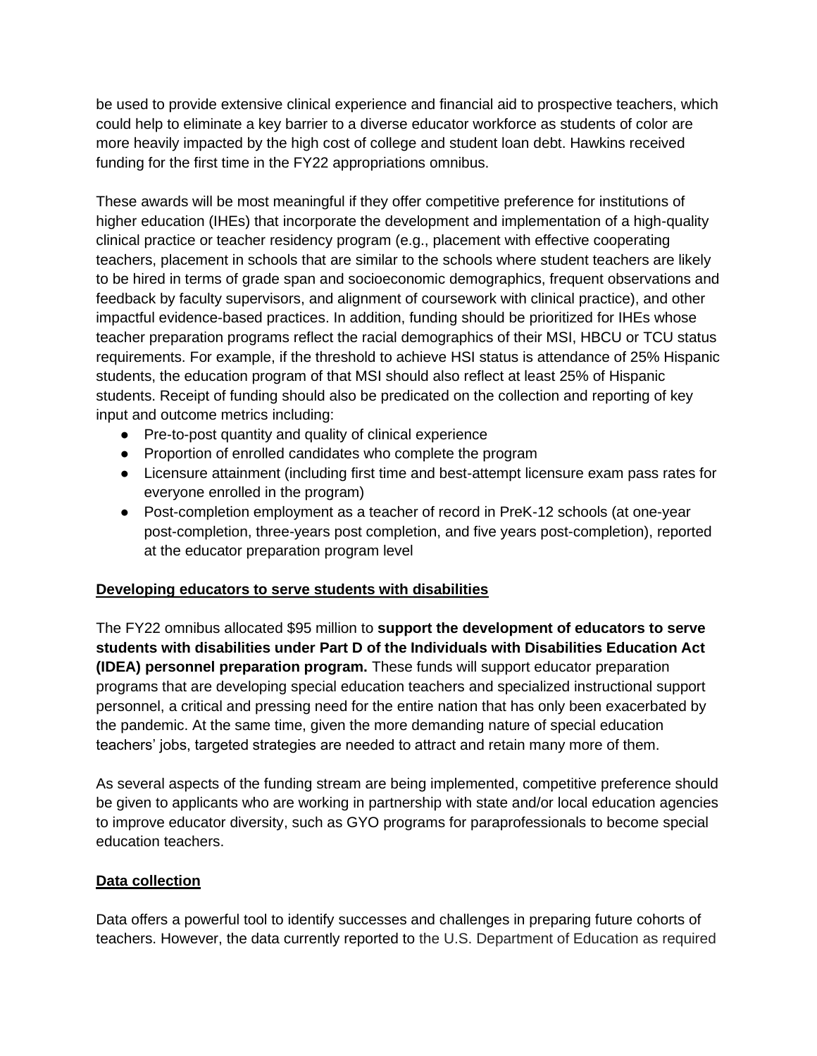be used to provide extensive clinical experience and financial aid to prospective teachers, which could help to eliminate a key barrier to a diverse educator workforce as students of color are more heavily impacted by the high cost of college and student loan debt. Hawkins received funding for the first time in the FY22 appropriations omnibus.

These awards will be most meaningful if they offer competitive preference for institutions of higher education (IHEs) that incorporate the development and implementation of a high-quality clinical practice or teacher residency program (e.g., placement with effective cooperating teachers, placement in schools that are similar to the schools where student teachers are likely to be hired in terms of grade span and socioeconomic demographics, frequent observations and feedback by faculty supervisors, and alignment of coursework with clinical practice), and other impactful evidence-based practices. In addition, funding should be prioritized for IHEs whose teacher preparation programs reflect the racial demographics of their MSI, HBCU or TCU status requirements. For example, if the threshold to achieve HSI status is attendance of 25% Hispanic students, the education program of that MSI should also reflect at least 25% of Hispanic students. Receipt of funding should also be predicated on the collection and reporting of key input and outcome metrics including:

- Pre-to-post quantity and quality of clinical experience
- Proportion of enrolled candidates who complete the program
- Licensure attainment (including first time and best-attempt licensure exam pass rates for everyone enrolled in the program)
- Post-completion employment as a teacher of record in PreK-12 schools (at one-year post-completion, three-years post completion, and five years post-completion), reported at the educator preparation program level

## Developing educators to serve students with disabilities

The FY22 omnibus allocated $95 million to **support the development of educators to serve students with disabilities under Part D of the Individuals with Disabilities Education Act (IDEA) personnel preparation program.** These funds will support educator preparation programs that are developing special education teachers and specialized instructional support personnel, a critical and pressing need for the entire nation that has only been exacerbated by the pandemic. At the same time, given the more demanding nature of special education teachers' jobs, targeted strategies are needed to attract and retain many more of them.

As several aspects of the funding stream are being implemented, competitive preference should be given to applicants who are working in partnership with state and/or local education agencies to improve educator diversity, such as GYO programs for paraprofessionals to become special education teachers.

## Data collection

Data offers a powerful tool to identify successes and challenges in preparing future cohorts of teachers. However, the data currently reported to the U.S. Department of Education as required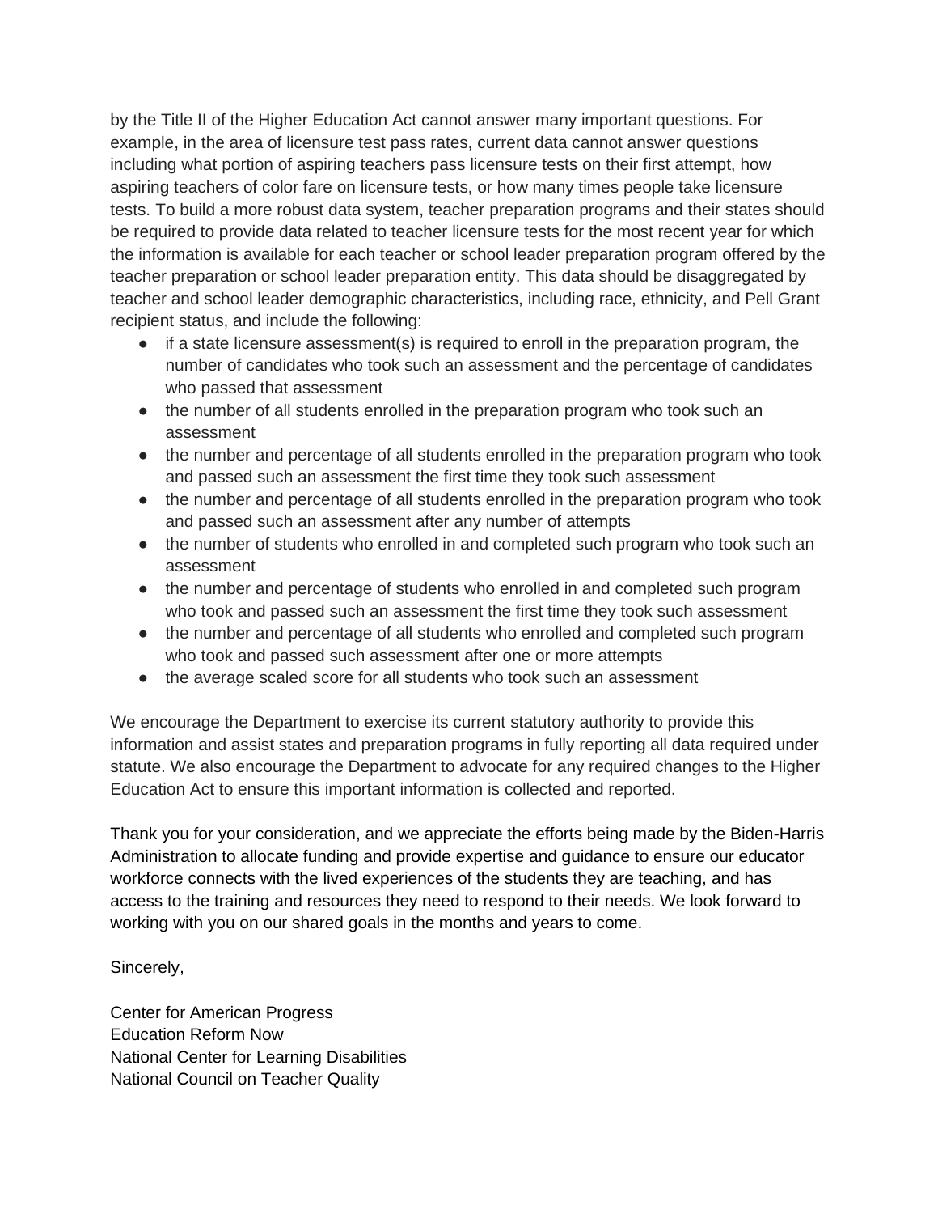by the Title II of the Higher Education Act cannot answer many important questions. For example, in the area of licensure test pass rates, current data cannot answer questions including what portion of aspiring teachers pass licensure tests on their first attempt, how aspiring teachers of color fare on licensure tests, or how many times people take licensure tests. To build a more robust data system, teacher preparation programs and their states should be required to provide data related to teacher licensure tests for the most recent year for which the information is available for each teacher or school leader preparation program offered by the teacher preparation or school leader preparation entity. This data should be disaggregated by teacher and school leader demographic characteristics, including race, ethnicity, and Pell Grant recipient status, and include the following:

- if a state licensure assessment(s) is required to enroll in the preparation program, the number of candidates who took such an assessment and the percentage of candidates who passed that assessment
- the number of all students enrolled in the preparation program who took such an assessment
- the number and percentage of all students enrolled in the preparation program who took and passed such an assessment the first time they took such assessment
- the number and percentage of all students enrolled in the preparation program who took and passed such an assessment after any number of attempts
- the number of students who enrolled in and completed such program who took such an assessment
- the number and percentage of students who enrolled in and completed such program who took and passed such an assessment the first time they took such assessment
- the number and percentage of all students who enrolled and completed such program who took and passed such assessment after one or more attempts
- the average scaled score for all students who took such an assessment

We encourage the Department to exercise its current statutory authority to provide this information and assist states and preparation programs in fully reporting all data required under statute. We also encourage the Department to advocate for any required changes to the Higher Education Act to ensure this important information is collected and reported.

Thank you for your consideration, and we appreciate the efforts being made by the Biden-Harris Administration to allocate funding and provide expertise and guidance to ensure our educator workforce connects with the lived experiences of the students they are teaching, and has access to the training and resources they need to respond to their needs. We look forward to working with you on our shared goals in the months and years to come.

Sincerely,

Center for American Progress
Education Reform Now
National Center for Learning Disabilities
National Council on Teacher Quality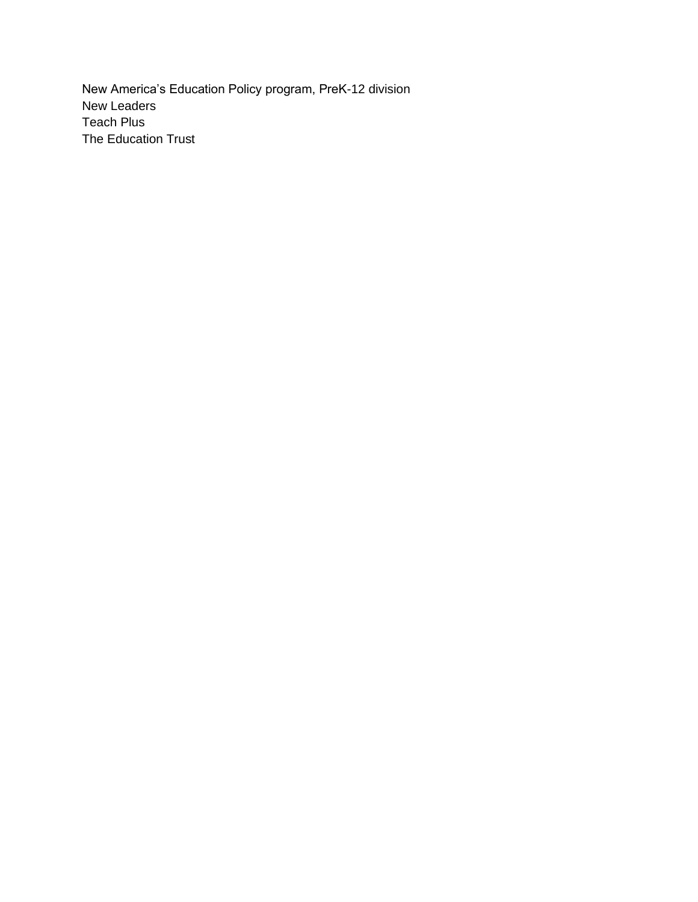New America's Education Policy program, PreK-12 division
New Leaders
Teach Plus
The Education Trust